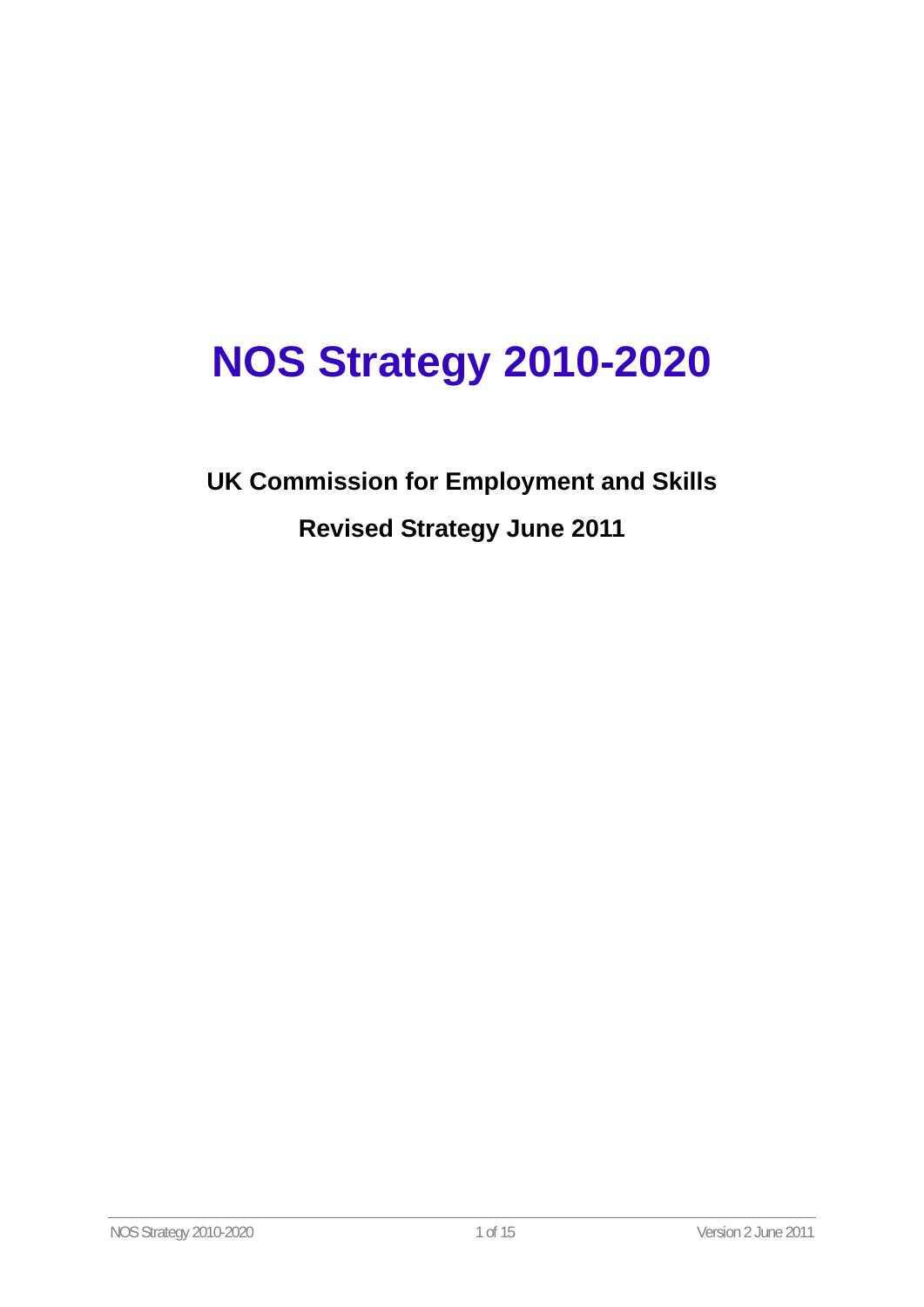# NOS Strategy 2010-2020

**UK Commission for Employment and Skills**

**Revised Strategy June 2011**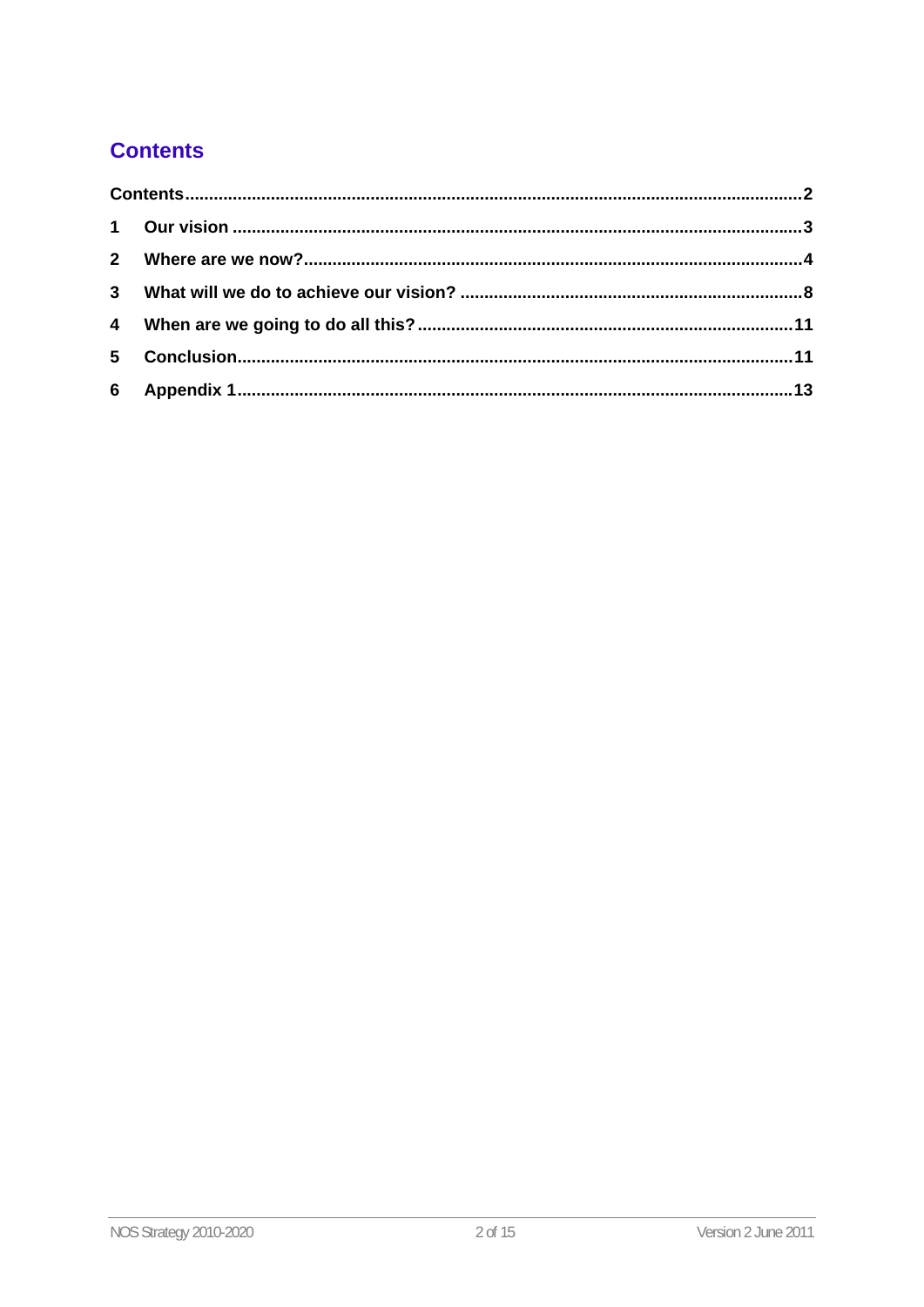# Contents

Contents....................................................................................................................2

1 Our vision ...............................................................................................................3

2 Where are we now?................................................................................................4

3 What will we do to achieve our vision? ................................................................8

4 When are we going to do all this? ......................................................................11

5 Conclusion.............................................................................................................11

6 Appendix 1.............................................................................................................13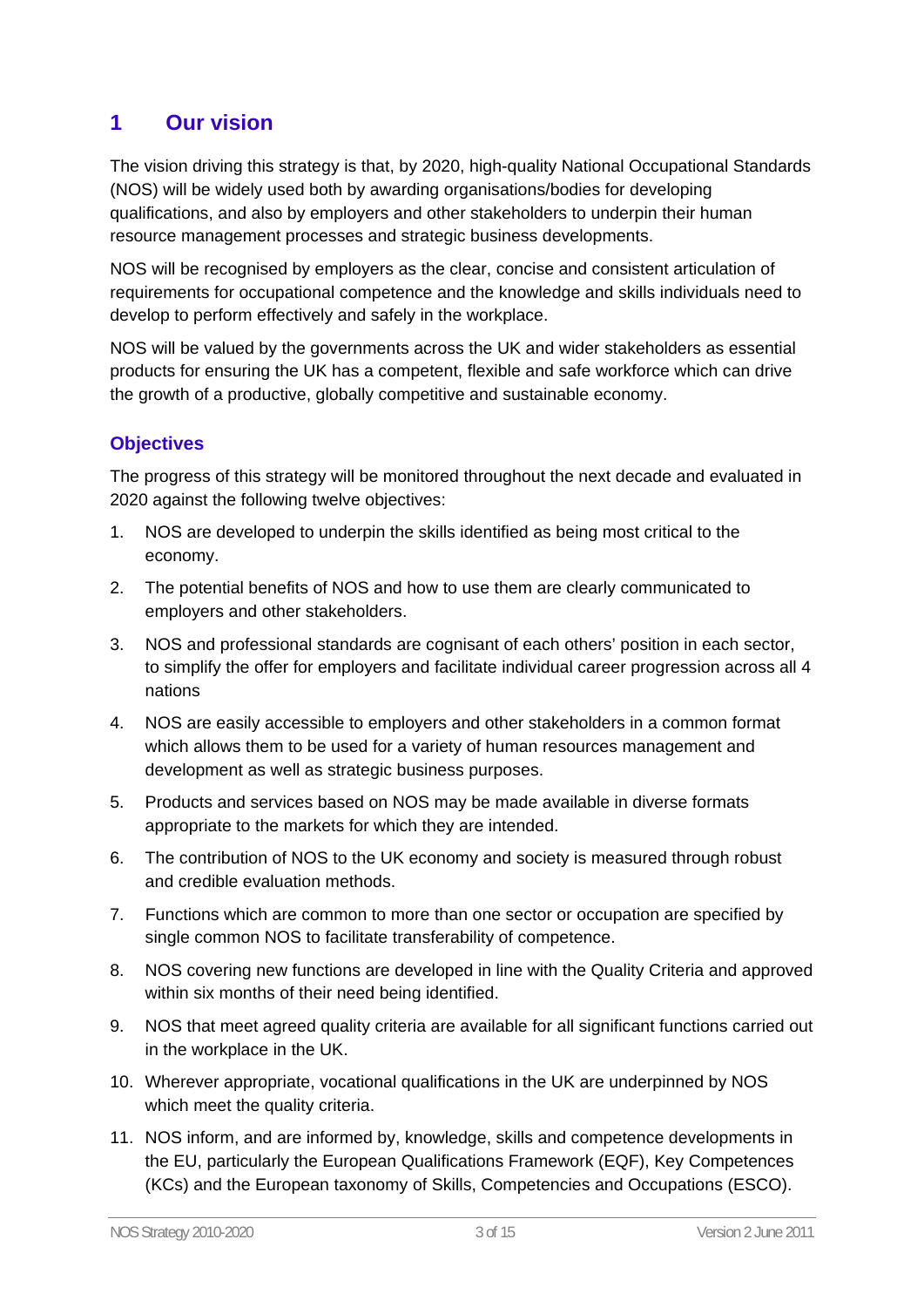# 1 Our vision

The vision driving this strategy is that, by 2020, high-quality National Occupational Standards (NOS) will be widely used both by awarding organisations/bodies for developing qualifications, and also by employers and other stakeholders to underpin their human resource management processes and strategic business developments.

NOS will be recognised by employers as the clear, concise and consistent articulation of requirements for occupational competence and the knowledge and skills individuals need to develop to perform effectively and safely in the workplace.

NOS will be valued by the governments across the UK and wider stakeholders as essential products for ensuring the UK has a competent, flexible and safe workforce which can drive the growth of a productive, globally competitive and sustainable economy.

## Objectives

The progress of this strategy will be monitored throughout the next decade and evaluated in 2020 against the following twelve objectives:

1. NOS are developed to underpin the skills identified as being most critical to the economy.
2. The potential benefits of NOS and how to use them are clearly communicated to employers and other stakeholders.
3. NOS and professional standards are cognisant of each others' position in each sector, to simplify the offer for employers and facilitate individual career progression across all 4 nations
4. NOS are easily accessible to employers and other stakeholders in a common format which allows them to be used for a variety of human resources management and development as well as strategic business purposes.
5. Products and services based on NOS may be made available in diverse formats appropriate to the markets for which they are intended.
6. The contribution of NOS to the UK economy and society is measured through robust and credible evaluation methods.
7. Functions which are common to more than one sector or occupation are specified by single common NOS to facilitate transferability of competence.
8. NOS covering new functions are developed in line with the Quality Criteria and approved within six months of their need being identified.
9. NOS that meet agreed quality criteria are available for all significant functions carried out in the workplace in the UK.
10. Wherever appropriate, vocational qualifications in the UK are underpinned by NOS which meet the quality criteria.
11. NOS inform, and are informed by, knowledge, skills and competence developments in the EU, particularly the European Qualifications Framework (EQF), Key Competences (KCs) and the European taxonomy of Skills, Competencies and Occupations (ESCO).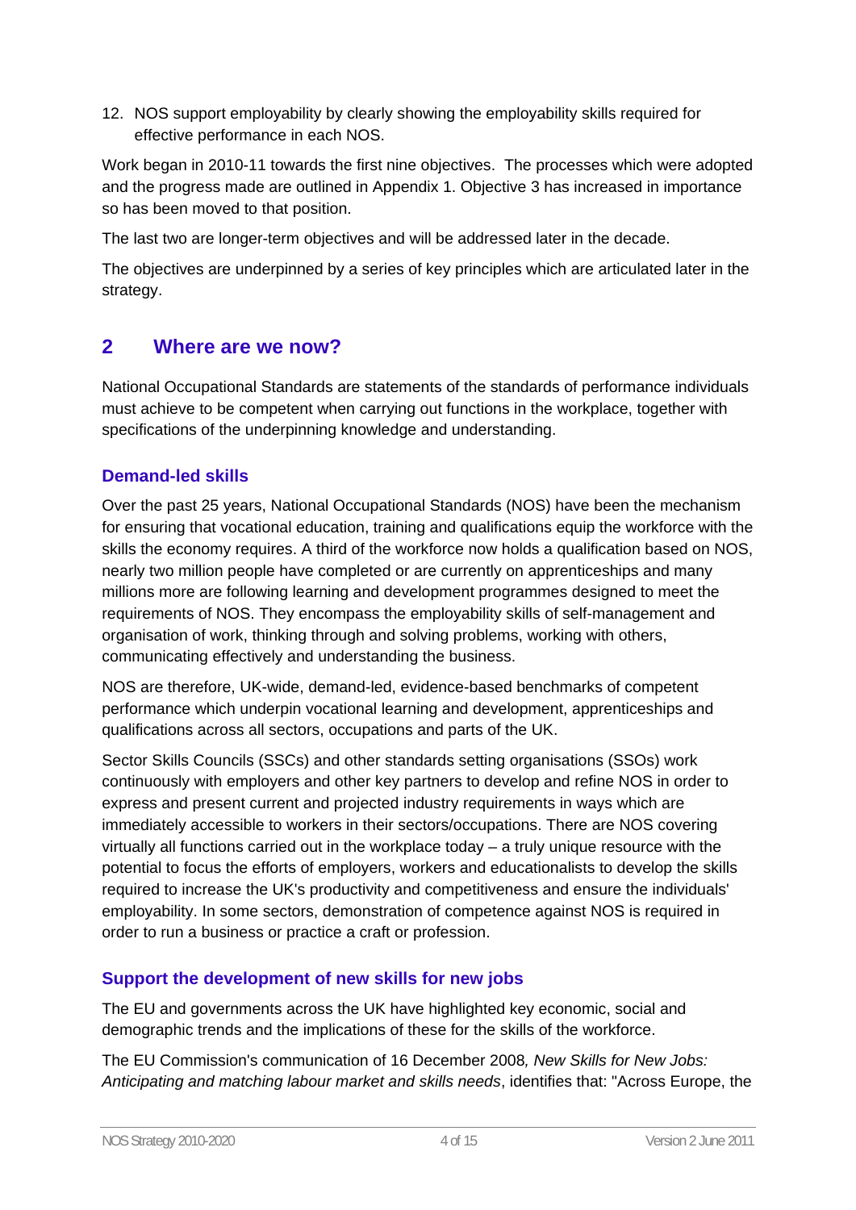12. NOS support employability by clearly showing the employability skills required for effective performance in each NOS.

Work began in 2010-11 towards the first nine objectives. The processes which were adopted and the progress made are outlined in Appendix 1. Objective 3 has increased in importance so has been moved to that position.

The last two are longer-term objectives and will be addressed later in the decade.

The objectives are underpinned by a series of key principles which are articulated later in the strategy.

## 2 Where are we now?

National Occupational Standards are statements of the standards of performance individuals must achieve to be competent when carrying out functions in the workplace, together with specifications of the underpinning knowledge and understanding.

### Demand-led skills

Over the past 25 years, National Occupational Standards (NOS) have been the mechanism for ensuring that vocational education, training and qualifications equip the workforce with the skills the economy requires. A third of the workforce now holds a qualification based on NOS, nearly two million people have completed or are currently on apprenticeships and many millions more are following learning and development programmes designed to meet the requirements of NOS. They encompass the employability skills of self-management and organisation of work, thinking through and solving problems, working with others, communicating effectively and understanding the business.

NOS are therefore, UK-wide, demand-led, evidence-based benchmarks of competent performance which underpin vocational learning and development, apprenticeships and qualifications across all sectors, occupations and parts of the UK.

Sector Skills Councils (SSCs) and other standards setting organisations (SSOs) work continuously with employers and other key partners to develop and refine NOS in order to express and present current and projected industry requirements in ways which are immediately accessible to workers in their sectors/occupations. There are NOS covering virtually all functions carried out in the workplace today – a truly unique resource with the potential to focus the efforts of employers, workers and educationalists to develop the skills required to increase the UK's productivity and competitiveness and ensure the individuals' employability. In some sectors, demonstration of competence against NOS is required in order to run a business or practice a craft or profession.

### Support the development of new skills for new jobs

The EU and governments across the UK have highlighted key economic, social and demographic trends and the implications of these for the skills of the workforce.

The EU Commission's communication of 16 December 2008, *New Skills for New Jobs: Anticipating and matching labour market and skills needs*, identifies that: "Across Europe, the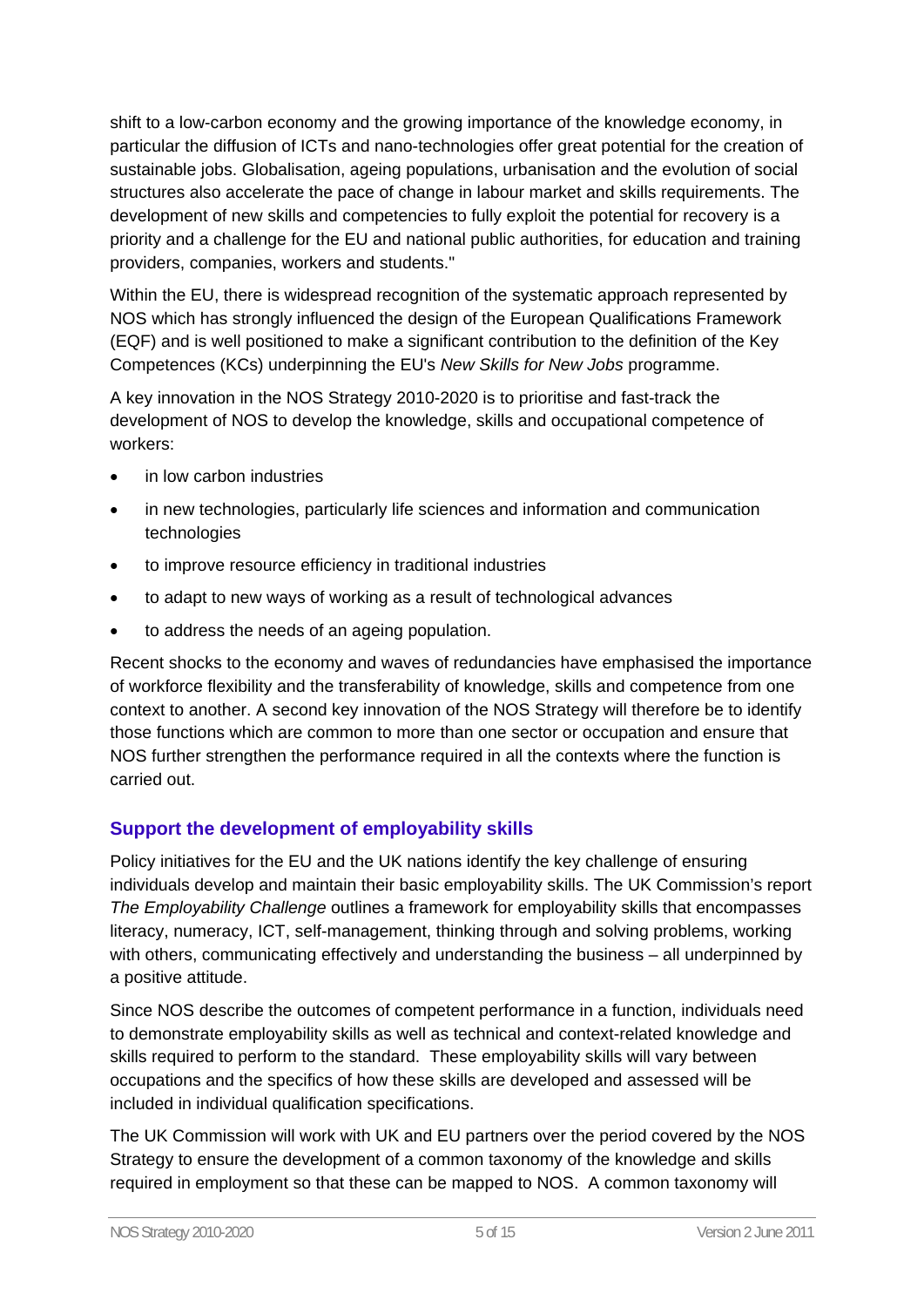shift to a low-carbon economy and the growing importance of the knowledge economy, in particular the diffusion of ICTs and nano-technologies offer great potential for the creation of sustainable jobs. Globalisation, ageing populations, urbanisation and the evolution of social structures also accelerate the pace of change in labour market and skills requirements. The development of new skills and competencies to fully exploit the potential for recovery is a priority and a challenge for the EU and national public authorities, for education and training providers, companies, workers and students."

Within the EU, there is widespread recognition of the systematic approach represented by NOS which has strongly influenced the design of the European Qualifications Framework (EQF) and is well positioned to make a significant contribution to the definition of the Key Competences (KCs) underpinning the EU's *New Skills for New Jobs* programme.

A key innovation in the NOS Strategy 2010-2020 is to prioritise and fast-track the development of NOS to develop the knowledge, skills and occupational competence of workers:

- in low carbon industries
- in new technologies, particularly life sciences and information and communication technologies
- to improve resource efficiency in traditional industries
- to adapt to new ways of working as a result of technological advances
- to address the needs of an ageing population.

Recent shocks to the economy and waves of redundancies have emphasised the importance of workforce flexibility and the transferability of knowledge, skills and competence from one context to another. A second key innovation of the NOS Strategy will therefore be to identify those functions which are common to more than one sector or occupation and ensure that NOS further strengthen the performance required in all the contexts where the function is carried out.

### Support the development of employability skills

Policy initiatives for the EU and the UK nations identify the key challenge of ensuring individuals develop and maintain their basic employability skills. The UK Commission's report *The Employability Challenge* outlines a framework for employability skills that encompasses literacy, numeracy, ICT, self-management, thinking through and solving problems, working with others, communicating effectively and understanding the business – all underpinned by a positive attitude.

Since NOS describe the outcomes of competent performance in a function, individuals need to demonstrate employability skills as well as technical and context-related knowledge and skills required to perform to the standard. These employability skills will vary between occupations and the specifics of how these skills are developed and assessed will be included in individual qualification specifications.

The UK Commission will work with UK and EU partners over the period covered by the NOS Strategy to ensure the development of a common taxonomy of the knowledge and skills required in employment so that these can be mapped to NOS. A common taxonomy will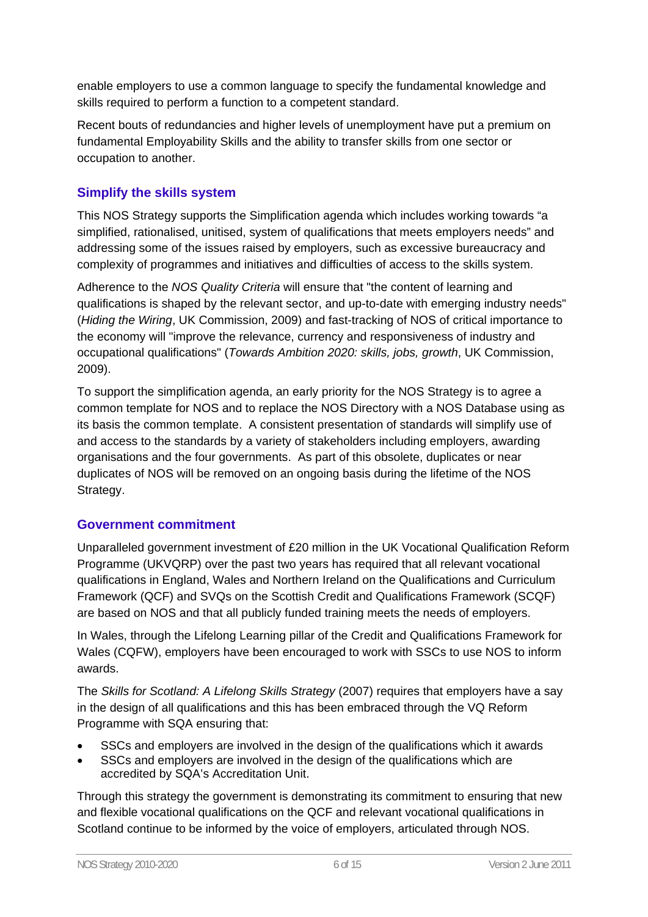enable employers to use a common language to specify the fundamental knowledge and skills required to perform a function to a competent standard.

Recent bouts of redundancies and higher levels of unemployment have put a premium on fundamental Employability Skills and the ability to transfer skills from one sector or occupation to another.

## Simplify the skills system

This NOS Strategy supports the Simplification agenda which includes working towards "a simplified, rationalised, unitised, system of qualifications that meets employers needs" and addressing some of the issues raised by employers, such as excessive bureaucracy and complexity of programmes and initiatives and difficulties of access to the skills system.

Adherence to the *NOS Quality Criteria* will ensure that "the content of learning and qualifications is shaped by the relevant sector, and up-to-date with emerging industry needs" (*Hiding the Wiring*, UK Commission, 2009) and fast-tracking of NOS of critical importance to the economy will "improve the relevance, currency and responsiveness of industry and occupational qualifications" (*Towards Ambition 2020: skills, jobs, growth*, UK Commission, 2009).

To support the simplification agenda, an early priority for the NOS Strategy is to agree a common template for NOS and to replace the NOS Directory with a NOS Database using as its basis the common template. A consistent presentation of standards will simplify use of and access to the standards by a variety of stakeholders including employers, awarding organisations and the four governments. As part of this obsolete, duplicates or near duplicates of NOS will be removed on an ongoing basis during the lifetime of the NOS Strategy.

## Government commitment

Unparalleled government investment of £20 million in the UK Vocational Qualification Reform Programme (UKVQRP) over the past two years has required that all relevant vocational qualifications in England, Wales and Northern Ireland on the Qualifications and Curriculum Framework (QCF) and SVQs on the Scottish Credit and Qualifications Framework (SCQF) are based on NOS and that all publicly funded training meets the needs of employers.

In Wales, through the Lifelong Learning pillar of the Credit and Qualifications Framework for Wales (CQFW), employers have been encouraged to work with SSCs to use NOS to inform awards.

The *Skills for Scotland: A Lifelong Skills Strategy* (2007) requires that employers have a say in the design of all qualifications and this has been embraced through the VQ Reform Programme with SQA ensuring that:

- SSCs and employers are involved in the design of the qualifications which it awards
- SSCs and employers are involved in the design of the qualifications which are accredited by SQA's Accreditation Unit.

Through this strategy the government is demonstrating its commitment to ensuring that new and flexible vocational qualifications on the QCF and relevant vocational qualifications in Scotland continue to be informed by the voice of employers, articulated through NOS.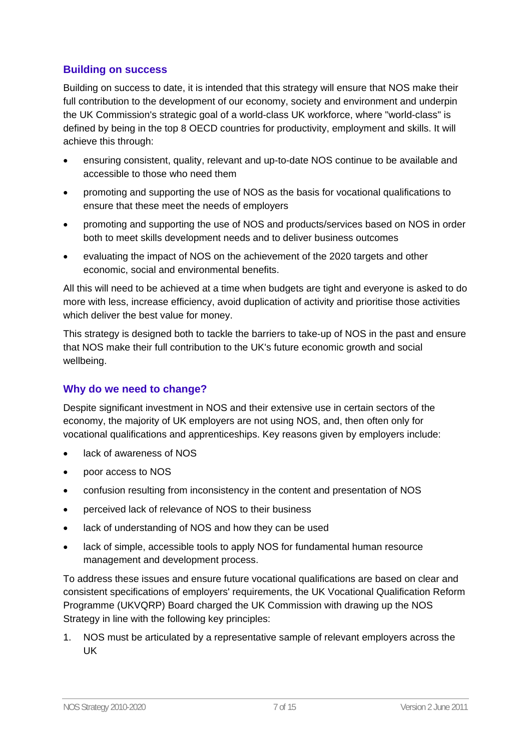## Building on success

Building on success to date, it is intended that this strategy will ensure that NOS make their full contribution to the development of our economy, society and environment and underpin the UK Commission's strategic goal of a world-class UK workforce, where "world-class" is defined by being in the top 8 OECD countries for productivity, employment and skills. It will achieve this through:

- ensuring consistent, quality, relevant and up-to-date NOS continue to be available and accessible to those who need them
- promoting and supporting the use of NOS as the basis for vocational qualifications to ensure that these meet the needs of employers
- promoting and supporting the use of NOS and products/services based on NOS in order both to meet skills development needs and to deliver business outcomes
- evaluating the impact of NOS on the achievement of the 2020 targets and other economic, social and environmental benefits.

All this will need to be achieved at a time when budgets are tight and everyone is asked to do more with less, increase efficiency, avoid duplication of activity and prioritise those activities which deliver the best value for money.

This strategy is designed both to tackle the barriers to take-up of NOS in the past and ensure that NOS make their full contribution to the UK's future economic growth and social wellbeing.

## Why do we need to change?

Despite significant investment in NOS and their extensive use in certain sectors of the economy, the majority of UK employers are not using NOS, and, then often only for vocational qualifications and apprenticeships. Key reasons given by employers include:

- lack of awareness of NOS
- poor access to NOS
- confusion resulting from inconsistency in the content and presentation of NOS
- perceived lack of relevance of NOS to their business
- lack of understanding of NOS and how they can be used
- lack of simple, accessible tools to apply NOS for fundamental human resource management and development process.

To address these issues and ensure future vocational qualifications are based on clear and consistent specifications of employers' requirements, the UK Vocational Qualification Reform Programme (UKVQRP) Board charged the UK Commission with drawing up the NOS Strategy in line with the following key principles:

1. NOS must be articulated by a representative sample of relevant employers across the UK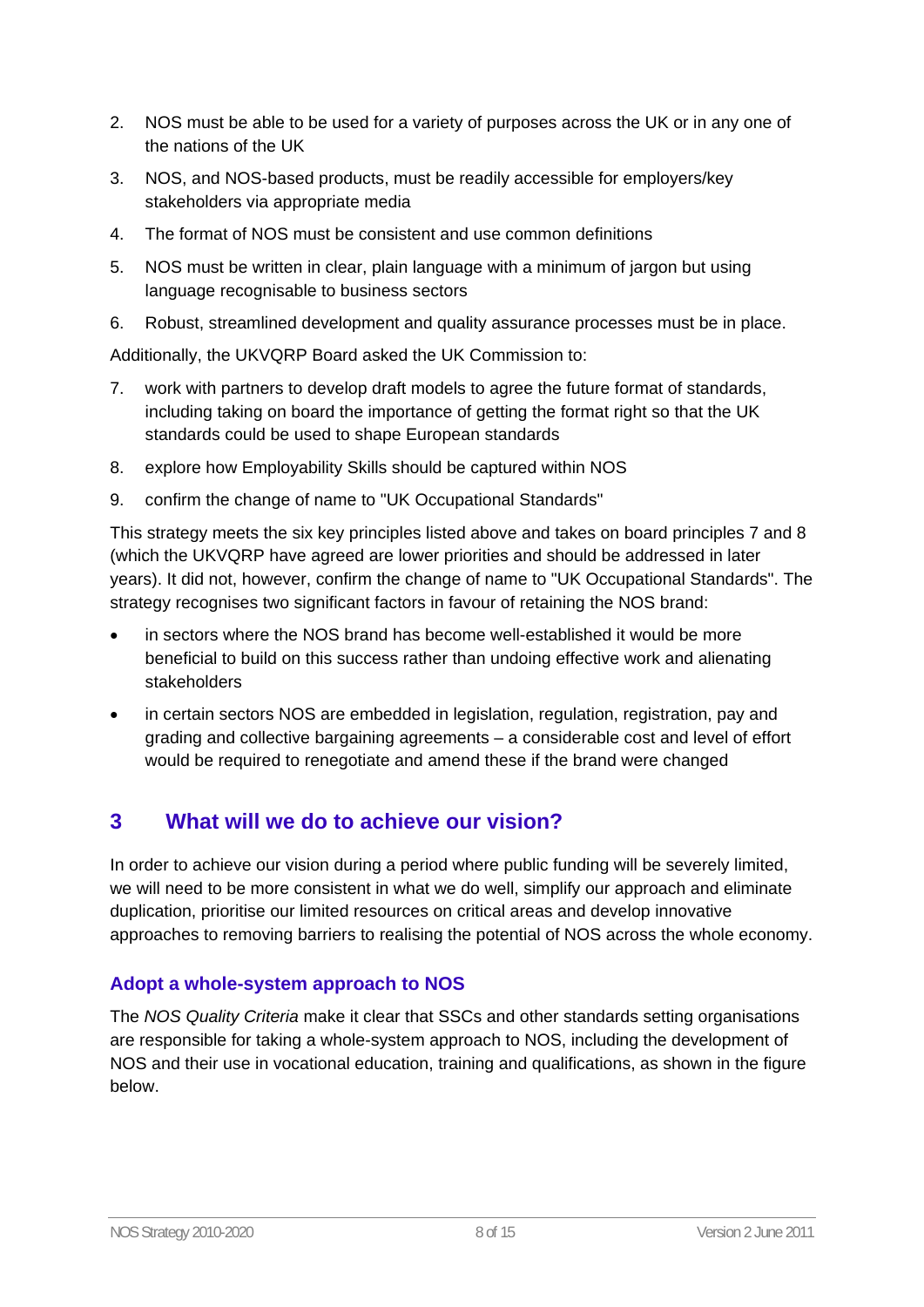2. NOS must be able to be used for a variety of purposes across the UK or in any one of the nations of the UK
3. NOS, and NOS-based products, must be readily accessible for employers/key stakeholders via appropriate media
4. The format of NOS must be consistent and use common definitions
5. NOS must be written in clear, plain language with a minimum of jargon but using language recognisable to business sectors
6. Robust, streamlined development and quality assurance processes must be in place.

Additionally, the UKVQRP Board asked the UK Commission to:

7. work with partners to develop draft models to agree the future format of standards, including taking on board the importance of getting the format right so that the UK standards could be used to shape European standards
8. explore how Employability Skills should be captured within NOS
9. confirm the change of name to "UK Occupational Standards"

This strategy meets the six key principles listed above and takes on board principles 7 and 8 (which the UKVQRP have agreed are lower priorities and should be addressed in later years). It did not, however, confirm the change of name to "UK Occupational Standards". The strategy recognises two significant factors in favour of retaining the NOS brand:

- in sectors where the NOS brand has become well-established it would be more beneficial to build on this success rather than undoing effective work and alienating stakeholders
- in certain sectors NOS are embedded in legislation, regulation, registration, pay and grading and collective bargaining agreements – a considerable cost and level of effort would be required to renegotiate and amend these if the brand were changed

## 3 What will we do to achieve our vision?

In order to achieve our vision during a period where public funding will be severely limited, we will need to be more consistent in what we do well, simplify our approach and eliminate duplication, prioritise our limited resources on critical areas and develop innovative approaches to removing barriers to realising the potential of NOS across the whole economy.

### Adopt a whole-system approach to NOS

The *NOS Quality Criteria* make it clear that SSCs and other standards setting organisations are responsible for taking a whole-system approach to NOS, including the development of NOS and their use in vocational education, training and qualifications, as shown in the figure below.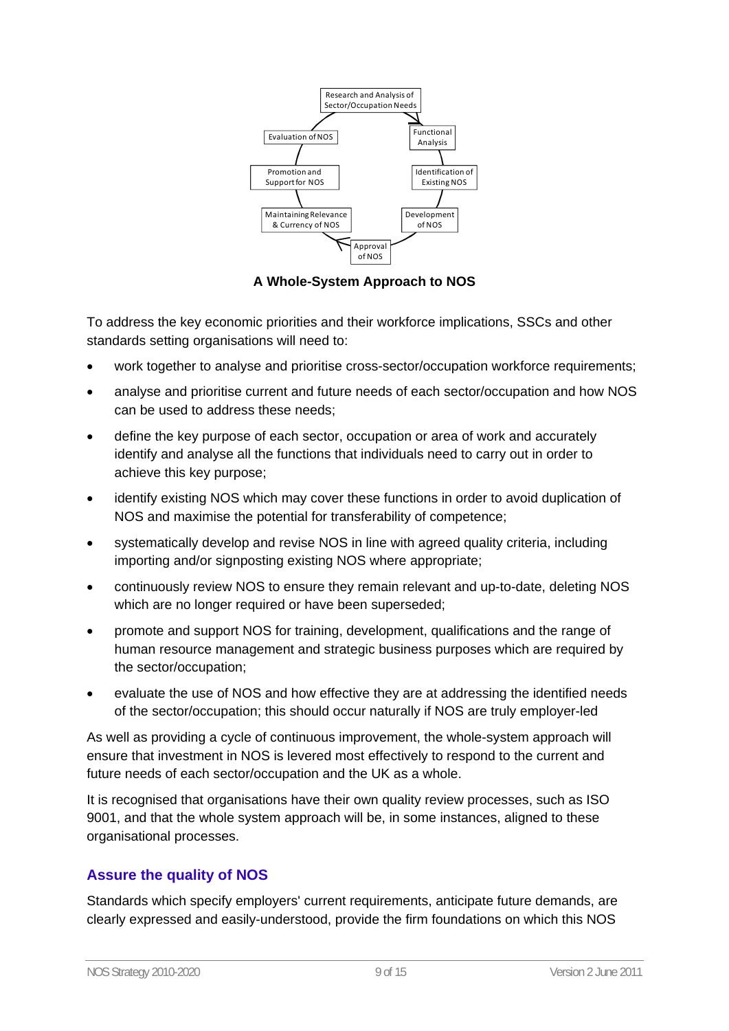Research and Analysis of Sector/Occupation Needs → Functional Analysis → Identification of Existing NOS → Development of NOS → Approval of NOS → Maintaining Relevance & Currency of NOS → Promotion and Support for NOS → Evaluation of NOS

**A Whole-System Approach to NOS**

To address the key economic priorities and their workforce implications, SSCs and other standards setting organisations will need to:

- work together to analyse and prioritise cross-sector/occupation workforce requirements;
- analyse and prioritise current and future needs of each sector/occupation and how NOS can be used to address these needs;
- define the key purpose of each sector, occupation or area of work and accurately identify and analyse all the functions that individuals need to carry out in order to achieve this key purpose;
- identify existing NOS which may cover these functions in order to avoid duplication of NOS and maximise the potential for transferability of competence;
- systematically develop and revise NOS in line with agreed quality criteria, including importing and/or signposting existing NOS where appropriate;
- continuously review NOS to ensure they remain relevant and up-to-date, deleting NOS which are no longer required or have been superseded;
- promote and support NOS for training, development, qualifications and the range of human resource management and strategic business purposes which are required by the sector/occupation;
- evaluate the use of NOS and how effective they are at addressing the identified needs of the sector/occupation; this should occur naturally if NOS are truly employer-led

As well as providing a cycle of continuous improvement, the whole-system approach will ensure that investment in NOS is levered most effectively to respond to the current and future needs of each sector/occupation and the UK as a whole.

It is recognised that organisations have their own quality review processes, such as ISO 9001, and that the whole system approach will be, in some instances, aligned to these organisational processes.

## Assure the quality of NOS

Standards which specify employers' current requirements, anticipate future demands, are clearly expressed and easily-understood, provide the firm foundations on which this NOS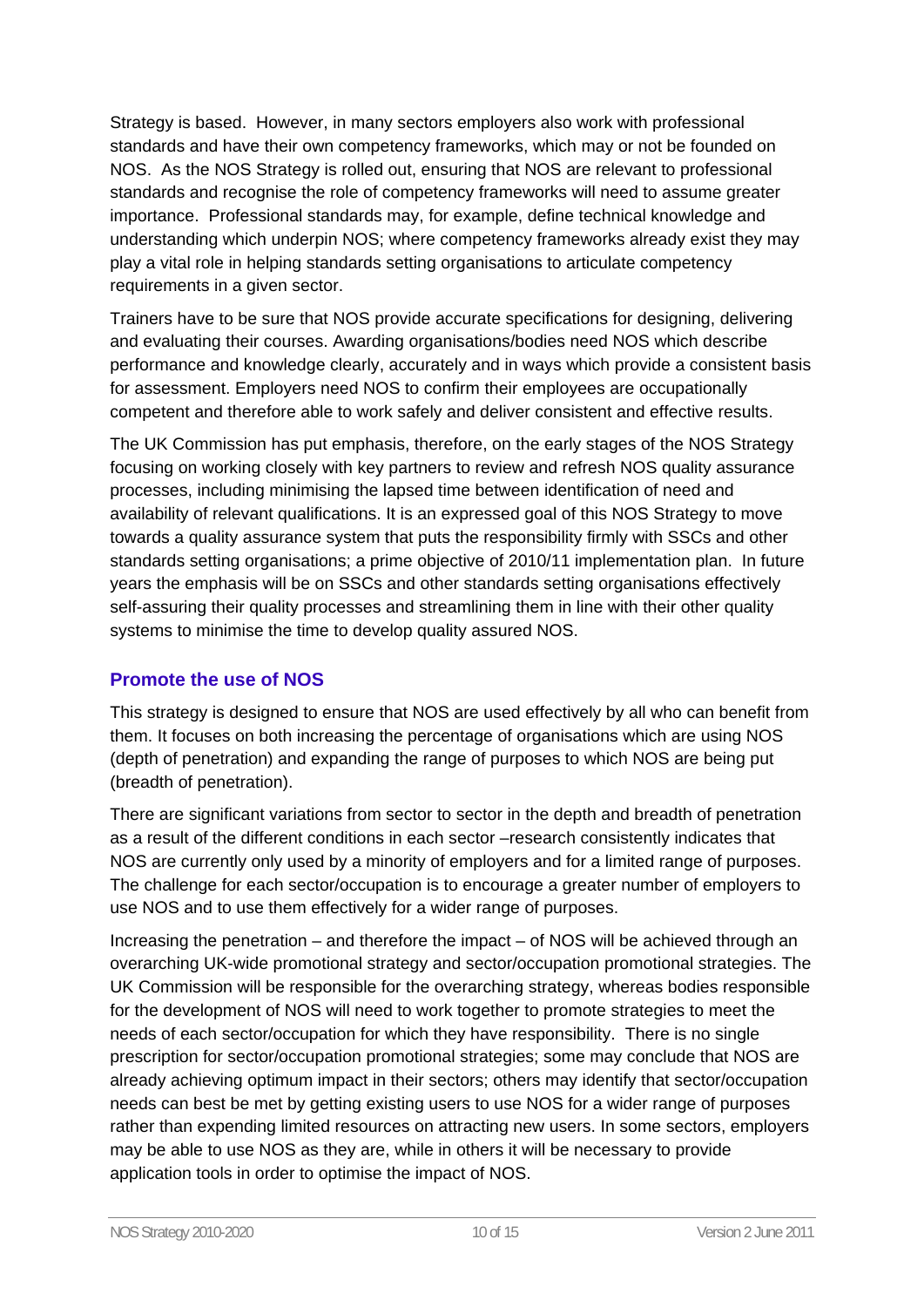Strategy is based. However, in many sectors employers also work with professional standards and have their own competency frameworks, which may or not be founded on NOS. As the NOS Strategy is rolled out, ensuring that NOS are relevant to professional standards and recognise the role of competency frameworks will need to assume greater importance. Professional standards may, for example, define technical knowledge and understanding which underpin NOS; where competency frameworks already exist they may play a vital role in helping standards setting organisations to articulate competency requirements in a given sector.

Trainers have to be sure that NOS provide accurate specifications for designing, delivering and evaluating their courses. Awarding organisations/bodies need NOS which describe performance and knowledge clearly, accurately and in ways which provide a consistent basis for assessment. Employers need NOS to confirm their employees are occupationally competent and therefore able to work safely and deliver consistent and effective results.

The UK Commission has put emphasis, therefore, on the early stages of the NOS Strategy focusing on working closely with key partners to review and refresh NOS quality assurance processes, including minimising the lapsed time between identification of need and availability of relevant qualifications. It is an expressed goal of this NOS Strategy to move towards a quality assurance system that puts the responsibility firmly with SSCs and other standards setting organisations; a prime objective of 2010/11 implementation plan. In future years the emphasis will be on SSCs and other standards setting organisations effectively self-assuring their quality processes and streamlining them in line with their other quality systems to minimise the time to develop quality assured NOS.

## Promote the use of NOS

This strategy is designed to ensure that NOS are used effectively by all who can benefit from them. It focuses on both increasing the percentage of organisations which are using NOS (depth of penetration) and expanding the range of purposes to which NOS are being put (breadth of penetration).

There are significant variations from sector to sector in the depth and breadth of penetration as a result of the different conditions in each sector –research consistently indicates that NOS are currently only used by a minority of employers and for a limited range of purposes. The challenge for each sector/occupation is to encourage a greater number of employers to use NOS and to use them effectively for a wider range of purposes.

Increasing the penetration – and therefore the impact – of NOS will be achieved through an overarching UK-wide promotional strategy and sector/occupation promotional strategies. The UK Commission will be responsible for the overarching strategy, whereas bodies responsible for the development of NOS will need to work together to promote strategies to meet the needs of each sector/occupation for which they have responsibility. There is no single prescription for sector/occupation promotional strategies; some may conclude that NOS are already achieving optimum impact in their sectors; others may identify that sector/occupation needs can best be met by getting existing users to use NOS for a wider range of purposes rather than expending limited resources on attracting new users. In some sectors, employers may be able to use NOS as they are, while in others it will be necessary to provide application tools in order to optimise the impact of NOS.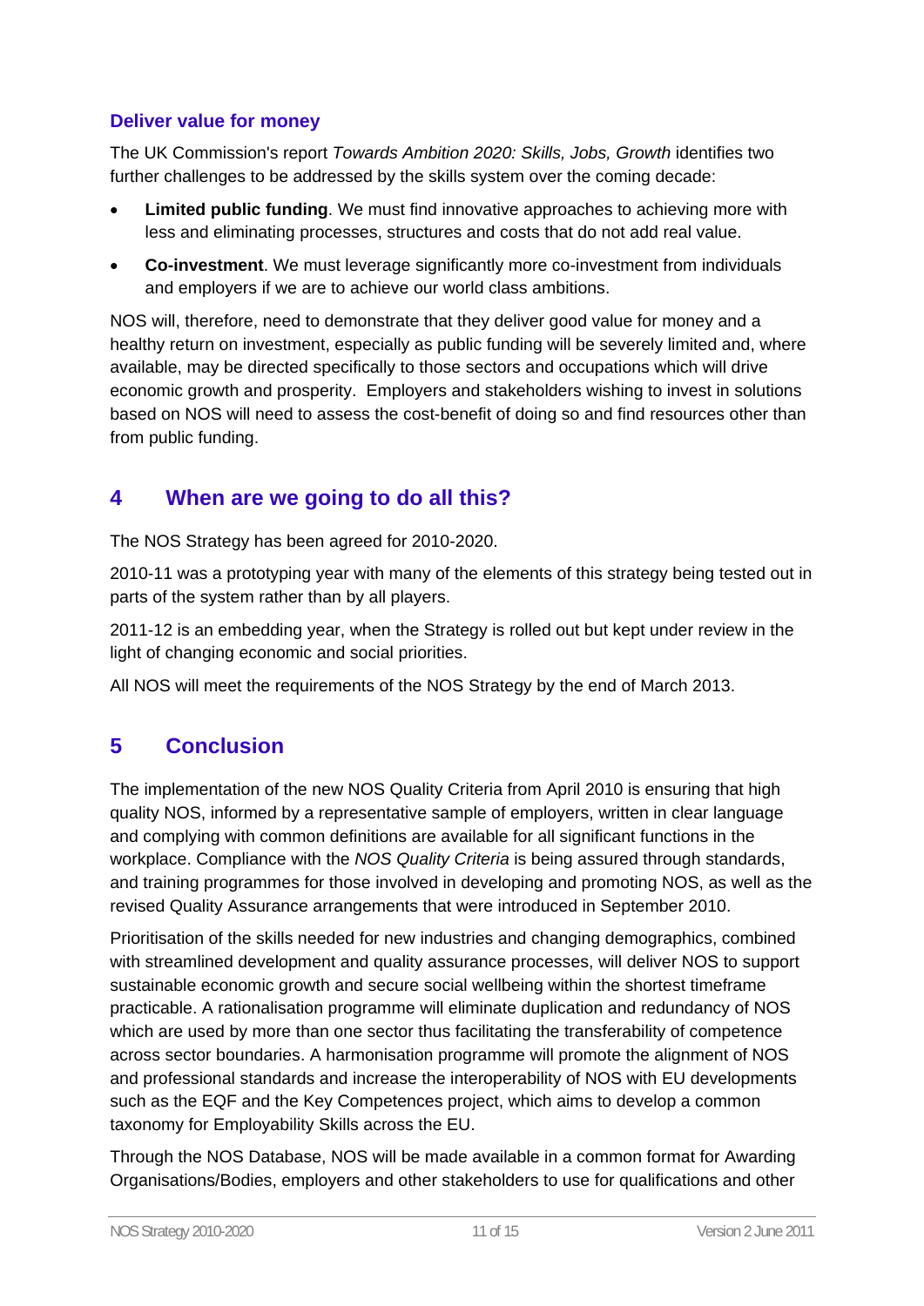### Deliver value for money

The UK Commission's report *Towards Ambition 2020: Skills, Jobs, Growth* identifies two further challenges to be addressed by the skills system over the coming decade:

- **Limited public funding**. We must find innovative approaches to achieving more with less and eliminating processes, structures and costs that do not add real value.
- **Co-investment**. We must leverage significantly more co-investment from individuals and employers if we are to achieve our world class ambitions.

NOS will, therefore, need to demonstrate that they deliver good value for money and a healthy return on investment, especially as public funding will be severely limited and, where available, may be directed specifically to those sectors and occupations which will drive economic growth and prosperity. Employers and stakeholders wishing to invest in solutions based on NOS will need to assess the cost-benefit of doing so and find resources other than from public funding.

## 4 When are we going to do all this?

The NOS Strategy has been agreed for 2010-2020.

2010-11 was a prototyping year with many of the elements of this strategy being tested out in parts of the system rather than by all players.

2011-12 is an embedding year, when the Strategy is rolled out but kept under review in the light of changing economic and social priorities.

All NOS will meet the requirements of the NOS Strategy by the end of March 2013.

## 5 Conclusion

The implementation of the new NOS Quality Criteria from April 2010 is ensuring that high quality NOS, informed by a representative sample of employers, written in clear language and complying with common definitions are available for all significant functions in the workplace. Compliance with the *NOS Quality Criteria* is being assured through standards, and training programmes for those involved in developing and promoting NOS, as well as the revised Quality Assurance arrangements that were introduced in September 2010.

Prioritisation of the skills needed for new industries and changing demographics, combined with streamlined development and quality assurance processes, will deliver NOS to support sustainable economic growth and secure social wellbeing within the shortest timeframe practicable. A rationalisation programme will eliminate duplication and redundancy of NOS which are used by more than one sector thus facilitating the transferability of competence across sector boundaries. A harmonisation programme will promote the alignment of NOS and professional standards and increase the interoperability of NOS with EU developments such as the EQF and the Key Competences project, which aims to develop a common taxonomy for Employability Skills across the EU.

Through the NOS Database, NOS will be made available in a common format for Awarding Organisations/Bodies, employers and other stakeholders to use for qualifications and other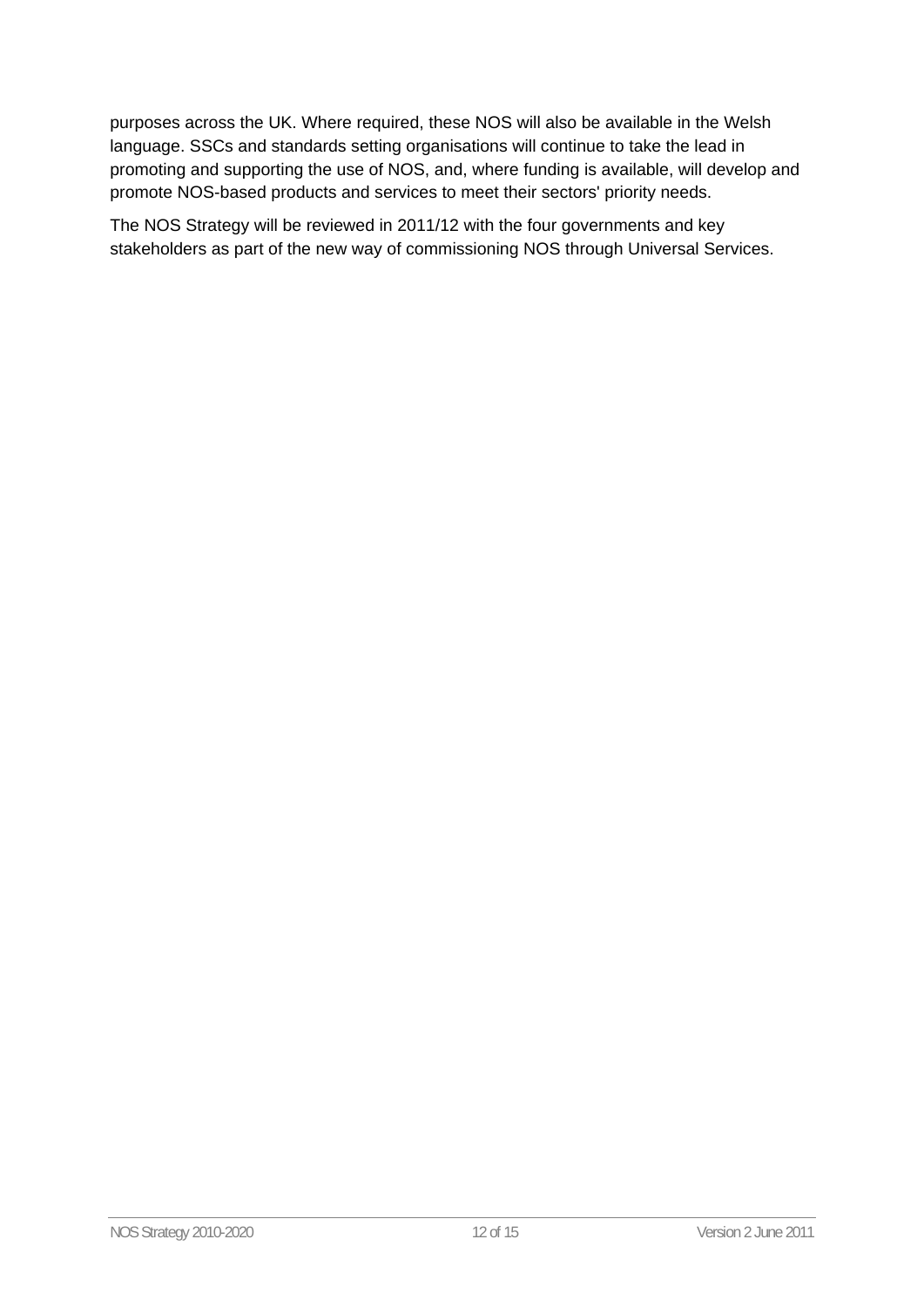purposes across the UK. Where required, these NOS will also be available in the Welsh language. SSCs and standards setting organisations will continue to take the lead in promoting and supporting the use of NOS, and, where funding is available, will develop and promote NOS-based products and services to meet their sectors' priority needs.

The NOS Strategy will be reviewed in 2011/12 with the four governments and key stakeholders as part of the new way of commissioning NOS through Universal Services.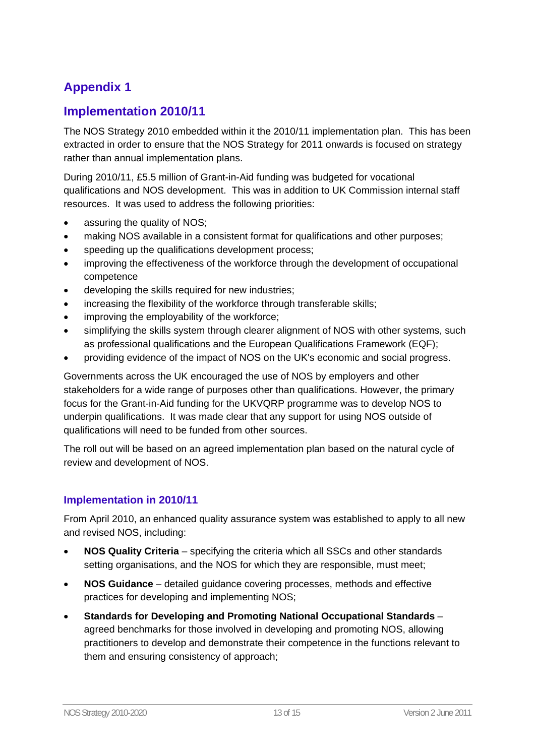## Appendix 1

## Implementation 2010/11

The NOS Strategy 2010 embedded within it the 2010/11 implementation plan. This has been extracted in order to ensure that the NOS Strategy for 2011 onwards is focused on strategy rather than annual implementation plans.

During 2010/11, £5.5 million of Grant-in-Aid funding was budgeted for vocational qualifications and NOS development. This was in addition to UK Commission internal staff resources. It was used to address the following priorities:

- assuring the quality of NOS;
- making NOS available in a consistent format for qualifications and other purposes;
- speeding up the qualifications development process;
- improving the effectiveness of the workforce through the development of occupational competence
- developing the skills required for new industries;
- increasing the flexibility of the workforce through transferable skills;
- improving the employability of the workforce;
- simplifying the skills system through clearer alignment of NOS with other systems, such as professional qualifications and the European Qualifications Framework (EQF);
- providing evidence of the impact of NOS on the UK's economic and social progress.

Governments across the UK encouraged the use of NOS by employers and other stakeholders for a wide range of purposes other than qualifications. However, the primary focus for the Grant-in-Aid funding for the UKVQRP programme was to develop NOS to underpin qualifications. It was made clear that any support for using NOS outside of qualifications will need to be funded from other sources.

The roll out will be based on an agreed implementation plan based on the natural cycle of review and development of NOS.

### Implementation in 2010/11

From April 2010, an enhanced quality assurance system was established to apply to all new and revised NOS, including:

- **NOS Quality Criteria** – specifying the criteria which all SSCs and other standards setting organisations, and the NOS for which they are responsible, must meet;
- **NOS Guidance** – detailed guidance covering processes, methods and effective practices for developing and implementing NOS;
- **Standards for Developing and Promoting National Occupational Standards** – agreed benchmarks for those involved in developing and promoting NOS, allowing practitioners to develop and demonstrate their competence in the functions relevant to them and ensuring consistency of approach;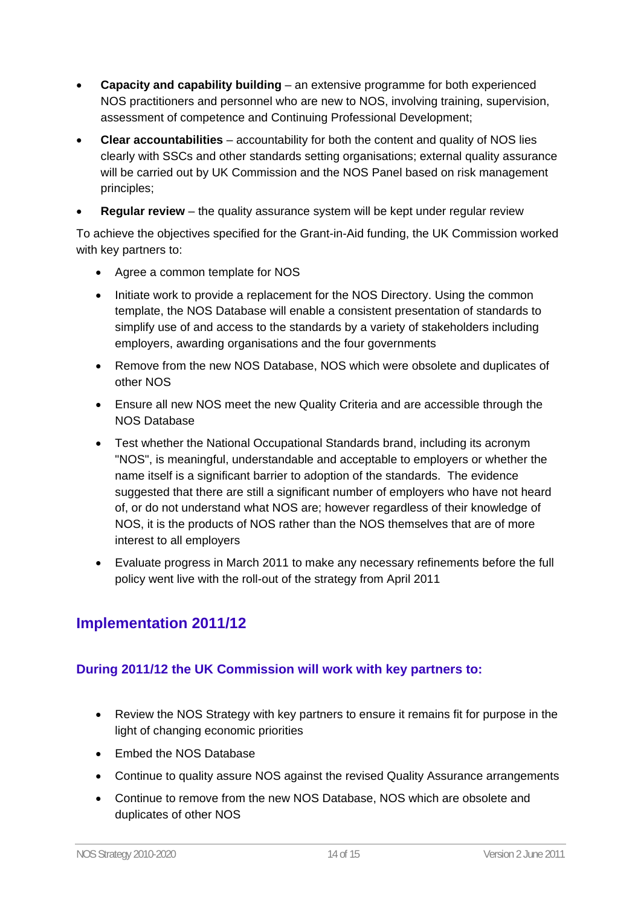- **Capacity and capability building** – an extensive programme for both experienced NOS practitioners and personnel who are new to NOS, involving training, supervision, assessment of competence and Continuing Professional Development;
- **Clear accountabilities** – accountability for both the content and quality of NOS lies clearly with SSCs and other standards setting organisations; external quality assurance will be carried out by UK Commission and the NOS Panel based on risk management principles;
- **Regular review** – the quality assurance system will be kept under regular review

To achieve the objectives specified for the Grant-in-Aid funding, the UK Commission worked with key partners to:

- Agree a common template for NOS
- Initiate work to provide a replacement for the NOS Directory. Using the common template, the NOS Database will enable a consistent presentation of standards to simplify use of and access to the standards by a variety of stakeholders including employers, awarding organisations and the four governments
- Remove from the new NOS Database, NOS which were obsolete and duplicates of other NOS
- Ensure all new NOS meet the new Quality Criteria and are accessible through the NOS Database
- Test whether the National Occupational Standards brand, including its acronym "NOS", is meaningful, understandable and acceptable to employers or whether the name itself is a significant barrier to adoption of the standards. The evidence suggested that there are still a significant number of employers who have not heard of, or do not understand what NOS are; however regardless of their knowledge of NOS, it is the products of NOS rather than the NOS themselves that are of more interest to all employers
- Evaluate progress in March 2011 to make any necessary refinements before the full policy went live with the roll-out of the strategy from April 2011

## Implementation 2011/12

### During 2011/12 the UK Commission will work with key partners to:

- Review the NOS Strategy with key partners to ensure it remains fit for purpose in the light of changing economic priorities
- Embed the NOS Database
- Continue to quality assure NOS against the revised Quality Assurance arrangements
- Continue to remove from the new NOS Database, NOS which are obsolete and duplicates of other NOS